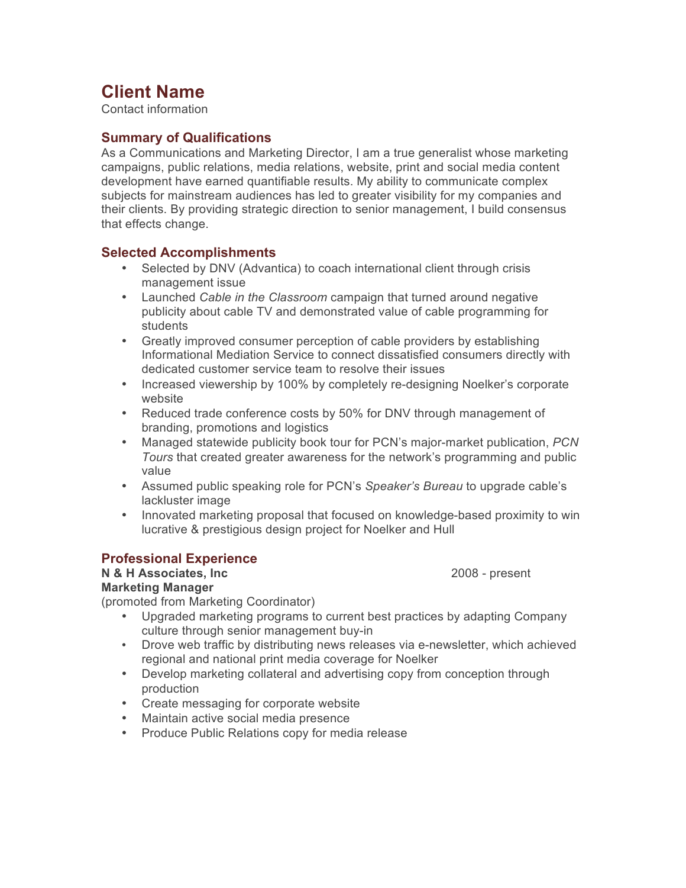# Client Name

Contact information

## Summary of Qualifications

As a Communications and Marketing Director, I am a true generalist whose marketing campaigns, public relations, media relations, website, print and social media content development have earned quantifiable results. My ability to communicate complex subjects for mainstream audiences has led to greater visibility for my companies and their clients. By providing strategic direction to senior management, I build consensus that effects change.

## Selected Accomplishments

- Selected by DNV (Advantica) to coach international client through crisis management issue
- Launched *Cable in the Classroom* campaign that turned around negative publicity about cable TV and demonstrated value of cable programming for students
- Greatly improved consumer perception of cable providers by establishing Informational Mediation Service to connect dissatisfied consumers directly with dedicated customer service team to resolve their issues
- Increased viewership by 100% by completely re-designing Noelker's corporate website
- Reduced trade conference costs by 50% for DNV through management of branding, promotions and logistics
- Managed statewide publicity book tour for PCN's major-market publication, *PCN Tours* that created greater awareness for the network's programming and public value
- Assumed public speaking role for PCN's *Speaker's Bureau* to upgrade cable's lackluster image
- Innovated marketing proposal that focused on knowledge-based proximity to win lucrative & prestigious design project for Noelker and Hull

## Professional Experience

**N & H Associates, Inc** 2008 - present
**Marketing Manager**
(promoted from Marketing Coordinator)

- Upgraded marketing programs to current best practices by adapting Company culture through senior management buy-in
- Drove web traffic by distributing news releases via e-newsletter, which achieved regional and national print media coverage for Noelker
- Develop marketing collateral and advertising copy from conception through production
- Create messaging for corporate website
- Maintain active social media presence
- Produce Public Relations copy for media release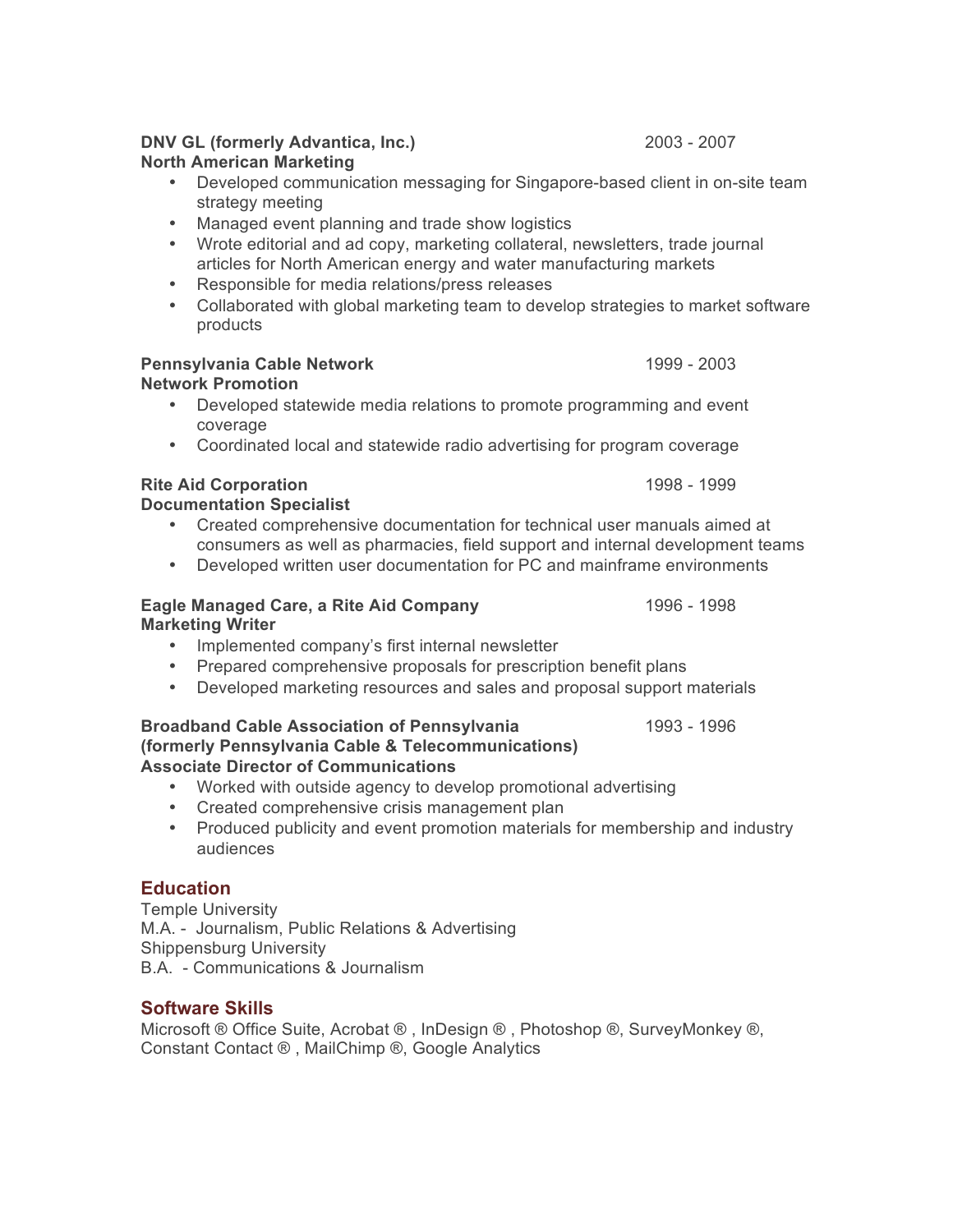**DNV GL (formerly Advantica, Inc.)** 2003 - 2007
**North American Marketing**

- Developed communication messaging for Singapore-based client in on-site team strategy meeting
- Managed event planning and trade show logistics
- Wrote editorial and ad copy, marketing collateral, newsletters, trade journal articles for North American energy and water manufacturing markets
- Responsible for media relations/press releases
- Collaborated with global marketing team to develop strategies to market software products

**Pennsylvania Cable Network** 1999 - 2003
**Network Promotion**

- Developed statewide media relations to promote programming and event coverage
- Coordinated local and statewide radio advertising for program coverage

**Rite Aid Corporation** 1998 - 1999
**Documentation Specialist**

- Created comprehensive documentation for technical user manuals aimed at consumers as well as pharmacies, field support and internal development teams
- Developed written user documentation for PC and mainframe environments

**Eagle Managed Care, a Rite Aid Company** 1996 - 1998
**Marketing Writer**

- Implemented company's first internal newsletter
- Prepared comprehensive proposals for prescription benefit plans
- Developed marketing resources and sales and proposal support materials

**Broadband Cable Association of Pennsylvania** 1993 - 1996
**(formerly Pennsylvania Cable & Telecommunications)**
**Associate Director of Communications**

- Worked with outside agency to develop promotional advertising
- Created comprehensive crisis management plan
- Produced publicity and event promotion materials for membership and industry audiences

## Education

Temple University
M.A. - Journalism, Public Relations & Advertising
Shippensburg University
B.A. - Communications & Journalism

## Software Skills

Microsoft ® Office Suite, Acrobat ® , InDesign ® , Photoshop ®, SurveyMonkey ®, Constant Contact ® , MailChimp ®, Google Analytics